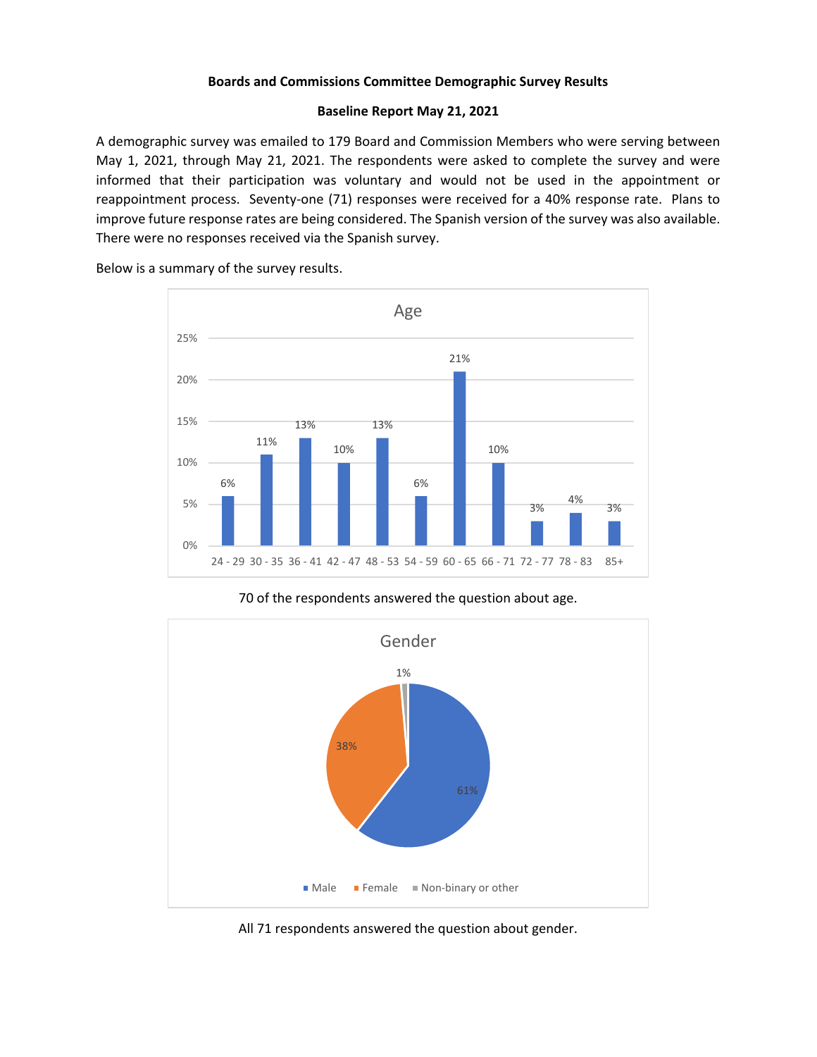**Boards and Commissions Committee Demographic Survey Results**

**Baseline Report May 21, 2021**

A demographic survey was emailed to 179 Board and Commission Members who were serving between May 1, 2021, through May 21, 2021. The respondents were asked to complete the survey and were informed that their participation was voluntary and would not be used in the appointment or reappointment process. Seventy-one (71) responses were received for a 40% response rate. Plans to improve future response rates are being considered. The Spanish version of the survey was also available. There were no responses received via the Spanish survey.

Below is a summary of the survey results.

**Age**

| Age | Percent |
| --- | --- |
| 24 - 29 | 6% |
| 30 - 35 | 11% |
| 36 - 41 | 13% |
| 42 - 47 | 10% |
| 48 - 53 | 13% |
| 54 - 59 | 6% |
| 60 - 65 | 21% |
| 66 - 71 | 10% |
| 72 - 77 | 3% |
| 78 - 83 | 4% |
| 85+ | 3% |

70 of the respondents answered the question about age.

**Gender**

| Gender | Percent |
| --- | --- |
| Male | 61% |
| Female | 38% |
| Non-binary or other | 1% |

All 71 respondents answered the question about gender.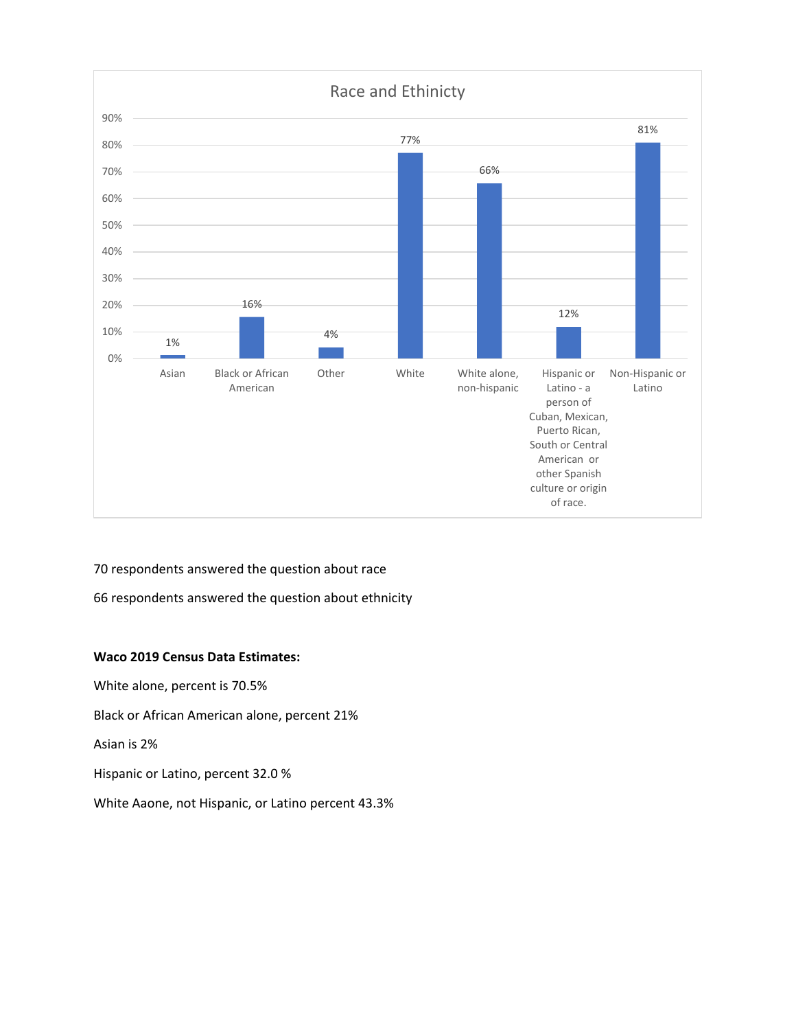## Race and Ethinicty

| Category | Percent |
| --- | --- |
| Asian | 1% |
| Black or African American | 16% |
| Other | 4% |
| White | 77% |
| White alone, non-hispanic | 66% |
| Hispanic or Latino - a person of Cuban, Mexican, Puerto Rican, South or Central American or other Spanish culture or origin of race. | 12% |
| Non-Hispanic or Latino | 81% |

70 respondents answered the question about race

66 respondents answered the question about ethnicity

**Waco 2019 Census Data Estimates:**

White alone, percent is 70.5%

Black or African American alone, percent 21%

Asian is 2%

Hispanic or Latino, percent 32.0 %

White Aaone, not Hispanic, or Latino percent 43.3%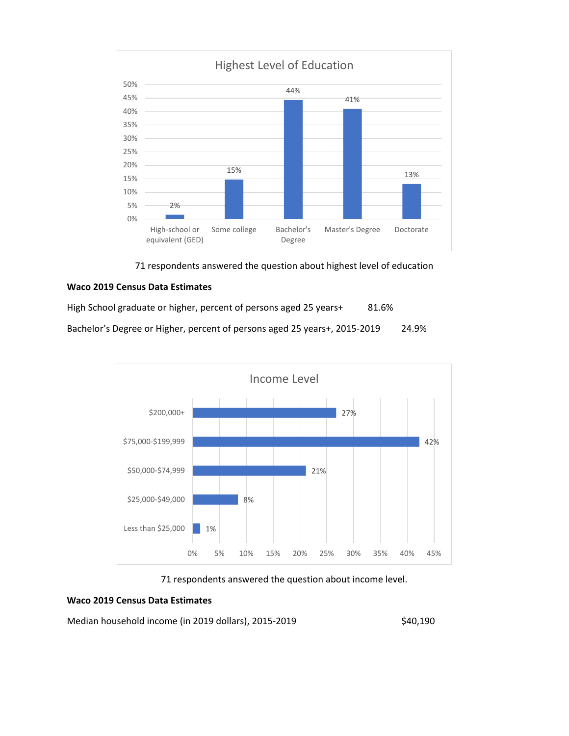**Highest Level of Education**

| Highest Level of Education | Percent |
|---|---|
| High-school or equivalent (GED) | 2% |
| Some college | 15% |
| Bachelor's Degree | 44% |
| Master's Degree | 41% |
| Doctorate | 13% |

71 respondents answered the question about highest level of education

**Waco 2019 Census Data Estimates**

High School graduate or higher, percent of persons aged 25 years+ 81.6%

Bachelor's Degree or Higher, percent of persons aged 25 years+, 2015-2019 24.9%

**Income Level**

| Income Level | Percent |
|---|---|
| $200,000+ | 27% |
| $75,000-$199,999 | 42% |
| $50,000-$74,999 | 21% |
| $25,000-$49,000 | 8% |
| Less than $25,000 | 1% |

71 respondents answered the question about income level.

**Waco 2019 Census Data Estimates**

Median household income (in 2019 dollars), 2015-2019 $40,190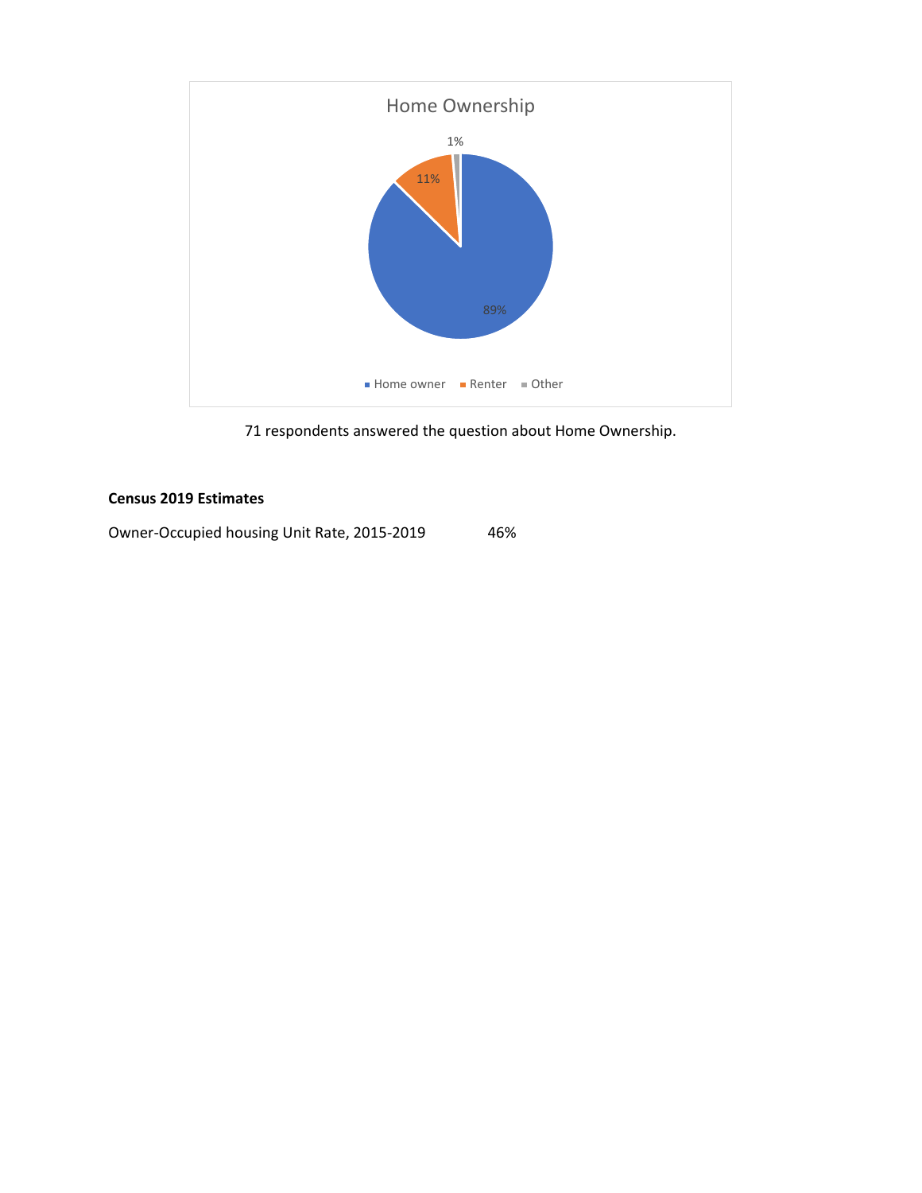Home Ownership

| Category | Percentage |
| --- | --- |
| Home owner | 89% |
| Renter | 11% |
| Other | 1% |

71 respondents answered the question about Home Ownership.

**Census 2019 Estimates**

Owner-Occupied housing Unit Rate, 2015-2019 46%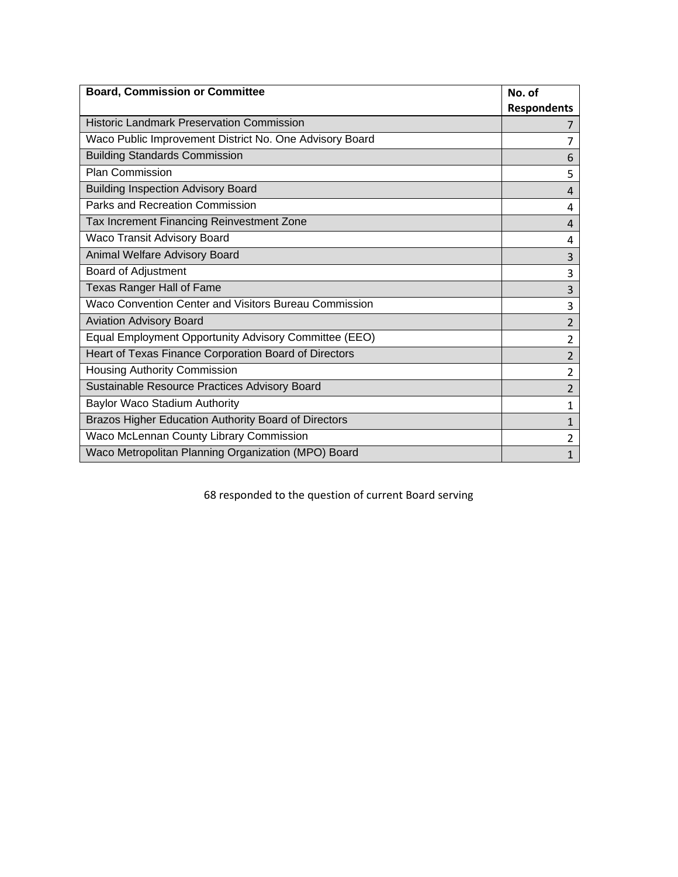| Board, Commission or Committee | No. of Respondents |
| --- | --- |
| Historic Landmark Preservation Commission | 7 |
| Waco Public Improvement District No. One Advisory Board | 7 |
| Building Standards Commission | 6 |
| Plan Commission | 5 |
| Building Inspection Advisory Board | 4 |
| Parks and Recreation Commission | 4 |
| Tax Increment Financing Reinvestment Zone | 4 |
| Waco Transit Advisory Board | 4 |
| Animal Welfare Advisory Board | 3 |
| Board of Adjustment | 3 |
| Texas Ranger Hall of Fame | 3 |
| Waco Convention Center and Visitors Bureau Commission | 3 |
| Aviation Advisory Board | 2 |
| Equal Employment Opportunity Advisory Committee (EEO) | 2 |
| Heart of Texas Finance Corporation Board of Directors | 2 |
| Housing Authority Commission | 2 |
| Sustainable Resource Practices Advisory Board | 2 |
| Baylor Waco Stadium Authority | 1 |
| Brazos Higher Education Authority Board of Directors | 1 |
| Waco McLennan County Library Commission | 2 |
| Waco Metropolitan Planning Organization (MPO) Board | 1 |

68 responded to the question of current Board serving